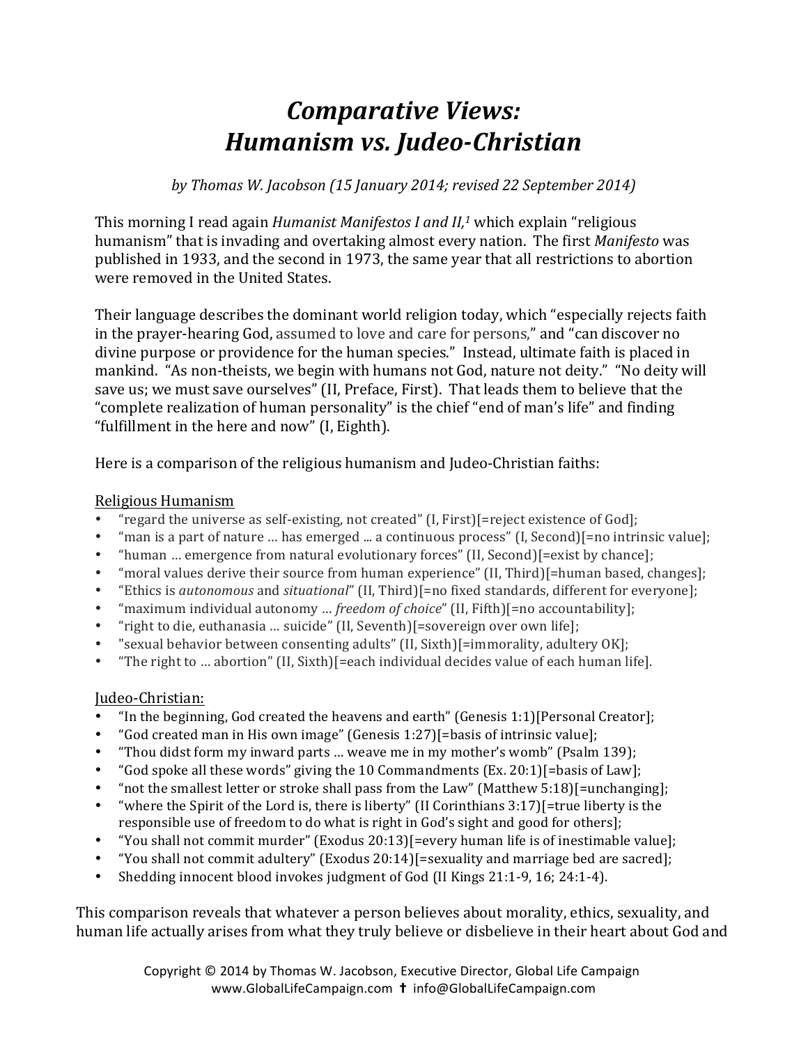# *Comparative Views: Humanism vs. Judeo-Christian*

*by Thomas W. Jacobson (15 January 2014; revised 22 September 2014)*

This morning I read again *Humanist Manifestos I and II,*[1] which explain "religious humanism" that is invading and overtaking almost every nation. The first *Manifesto* was published in 1933, and the second in 1973, the same year that all restrictions to abortion were removed in the United States.

Their language describes the dominant world religion today, which "especially rejects faith in the prayer-hearing God, assumed to love and care for persons," and "can discover no divine purpose or providence for the human species." Instead, ultimate faith is placed in mankind. "As non-theists, we begin with humans not God, nature not deity." "No deity will save us; we must save ourselves" (II, Preface, First). That leads them to believe that the "complete realization of human personality" is the chief "end of man's life" and finding "fulfillment in the here and now" (I, Eighth).

Here is a comparison of the religious humanism and Judeo-Christian faiths:

<u>Religious Humanism</u>

- "regard the universe as self-existing, not created" (I, First)[=reject existence of God];
- "man is a part of nature … has emerged ... a continuous process" (I, Second)[=no intrinsic value];
- "human … emergence from natural evolutionary forces" (II, Second)[=exist by chance];
- "moral values derive their source from human experience" (II, Third)[=human based, changes];
- "Ethics is *autonomous* and *situational*" (II, Third)[=no fixed standards, different for everyone];
- "maximum individual autonomy … *freedom of choice*" (II, Fifth)[=no accountability];
- "right to die, euthanasia … suicide" (II, Seventh)[=sovereign over own life];
- "sexual behavior between consenting adults" (II, Sixth)[=immorality, adultery OK];
- "The right to … abortion" (II, Sixth)[=each individual decides value of each human life].

<u>Judeo-Christian:</u>

- "In the beginning, God created the heavens and earth" (Genesis 1:1)[Personal Creator];
- "God created man in His own image" (Genesis 1:27)[=basis of intrinsic value];
- "Thou didst form my inward parts … weave me in my mother's womb" (Psalm 139);
- "God spoke all these words" giving the 10 Commandments (Ex. 20:1)[=basis of Law];
- "not the smallest letter or stroke shall pass from the Law" (Matthew 5:18)[=unchanging];
- "where the Spirit of the Lord is, there is liberty" (II Corinthians 3:17)[=true liberty is the responsible use of freedom to do what is right in God's sight and good for others];
- "You shall not commit murder" (Exodus 20:13)[=every human life is of inestimable value];
- "You shall not commit adultery" (Exodus 20:14)[=sexuality and marriage bed are sacred];
- Shedding innocent blood invokes judgment of God (II Kings 21:1-9, 16; 24:1-4).

This comparison reveals that whatever a person believes about morality, ethics, sexuality, and human life actually arises from what they truly believe or disbelieve in their heart about God and

Copyright © 2014 by Thomas W. Jacobson, Executive Director, Global Life Campaign
www.GlobalLifeCampaign.com ✝ info@GlobalLifeCampaign.com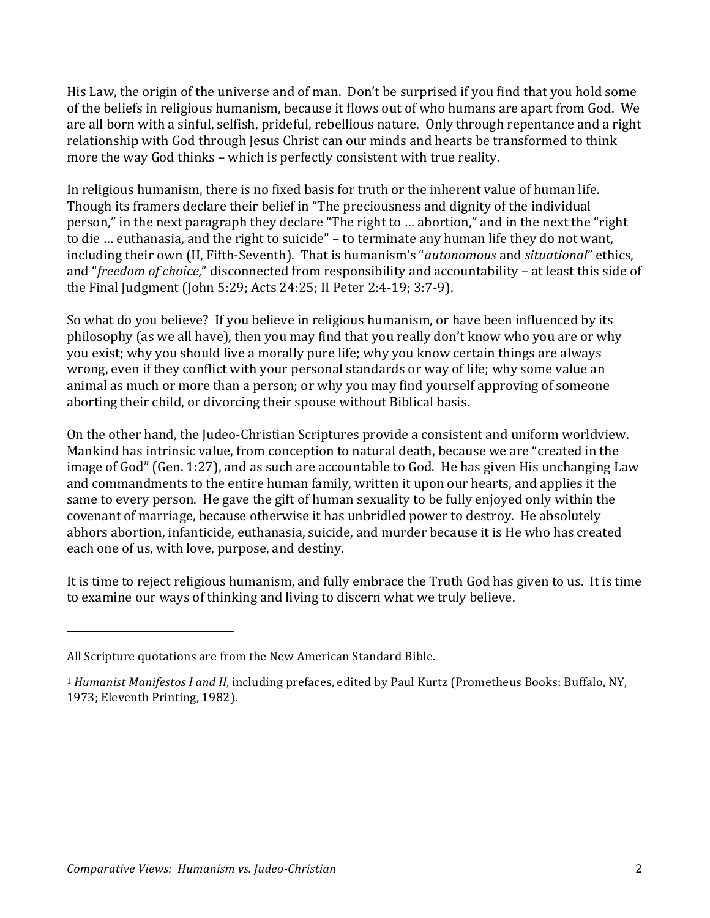His Law, the origin of the universe and of man. Don't be surprised if you find that you hold some of the beliefs in religious humanism, because it flows out of who humans are apart from God. We are all born with a sinful, selfish, prideful, rebellious nature. Only through repentance and a right relationship with God through Jesus Christ can our minds and hearts be transformed to think more the way God thinks – which is perfectly consistent with true reality.

In religious humanism, there is no fixed basis for truth or the inherent value of human life. Though its framers declare their belief in "The preciousness and dignity of the individual person," in the next paragraph they declare "The right to … abortion," and in the next the "right to die … euthanasia, and the right to suicide" – to terminate any human life they do not want, including their own (II, Fifth-Seventh). That is humanism's "*autonomous* and *situational*" ethics, and "*freedom of choice,*" disconnected from responsibility and accountability – at least this side of the Final Judgment (John 5:29; Acts 24:25; II Peter 2:4-19; 3:7-9).

So what do you believe? If you believe in religious humanism, or have been influenced by its philosophy (as we all have), then you may find that you really don't know who you are or why you exist; why you should live a morally pure life; why you know certain things are always wrong, even if they conflict with your personal standards or way of life; why some value an animal as much or more than a person; or why you may find yourself approving of someone aborting their child, or divorcing their spouse without Biblical basis.

On the other hand, the Judeo-Christian Scriptures provide a consistent and uniform worldview. Mankind has intrinsic value, from conception to natural death, because we are "created in the image of God" (Gen. 1:27), and as such are accountable to God. He has given His unchanging Law and commandments to the entire human family, written it upon our hearts, and applies it the same to every person. He gave the gift of human sexuality to be fully enjoyed only within the covenant of marriage, because otherwise it has unbridled power to destroy. He absolutely abhors abortion, infanticide, euthanasia, suicide, and murder because it is He who has created each one of us, with love, purpose, and destiny.

It is time to reject religious humanism, and fully embrace the Truth God has given to us. It is time to examine our ways of thinking and living to discern what we truly believe.

---

All Scripture quotations are from the New American Standard Bible.

[1] *Humanist Manifestos I and II*, including prefaces, edited by Paul Kurtz (Prometheus Books: Buffalo, NY, 1973; Eleventh Printing, 1982).